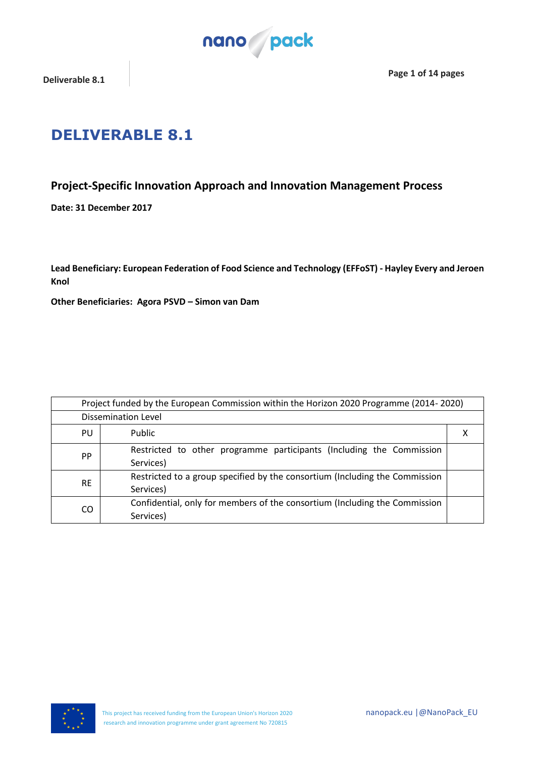# DELIVERABLE 8.1

## Project-Specific Innovation Approach and Innovation Management Process

**Date: 31 December 2017**

**Lead Beneficiary: European Federation of Food Science and Technology (EFFoST) - Hayley Every and Jeroen Knol**

**Other Beneficiaries: Agora PSVD – Simon van Dam**

| Project funded by the European Commission within the Horizon 2020 Programme (2014- 2020) | | |
|---|---|---|
| Dissemination Level | | |
| PU | Public | X |
| PP | Restricted to other programme participants (Including the Commission Services) | |
| RE | Restricted to a group specified by the consortium (Including the Commission Services) | |
| CO | Confidential, only for members of the consortium (Including the Commission Services) | |

This project has received funding from the European Union's Horizon 2020 research and innovation programme under grant agreement No 720815

nanopack.eu |@NanoPack_EU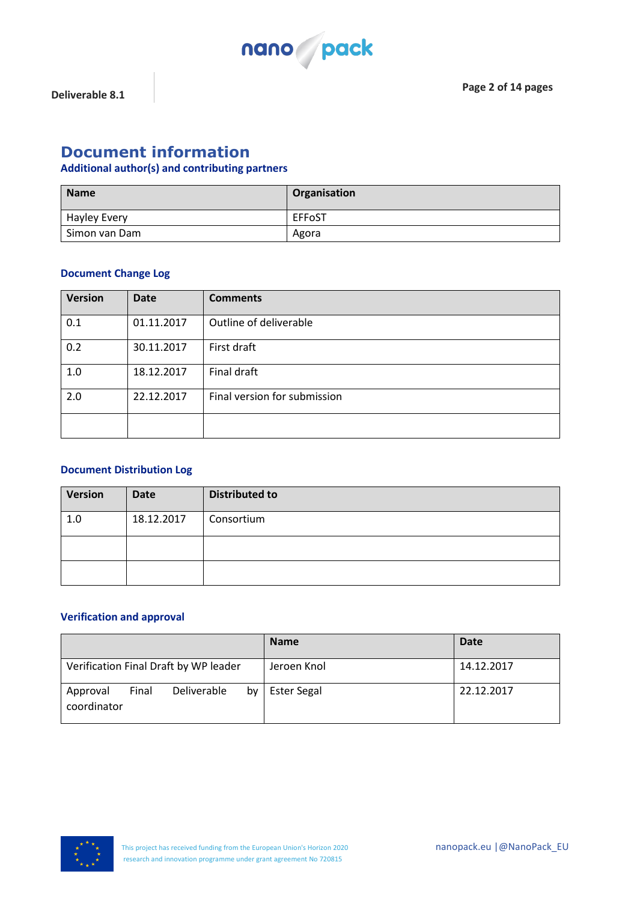# Document information

### Additional author(s) and contributing partners

| Name | Organisation |
|---|---|
| Hayley Every | EFFoST |
| Simon van Dam | Agora |

### Document Change Log

| Version | Date | Comments |
|---|---|---|
| 0.1 | 01.11.2017 | Outline of deliverable |
| 0.2 | 30.11.2017 | First draft |
| 1.0 | 18.12.2017 | Final draft |
| 2.0 | 22.12.2017 | Final version for submission |
| | | |

### Document Distribution Log

| Version | Date | Distributed to |
|---|---|---|
| 1.0 | 18.12.2017 | Consortium |
| | | |
| | | |

### Verification and approval

| | Name | Date |
|---|---|---|
| Verification Final Draft by WP leader | Jeroen Knol | 14.12.2017 |
| Approval Final Deliverable by coordinator | Ester Segal | 22.12.2017 |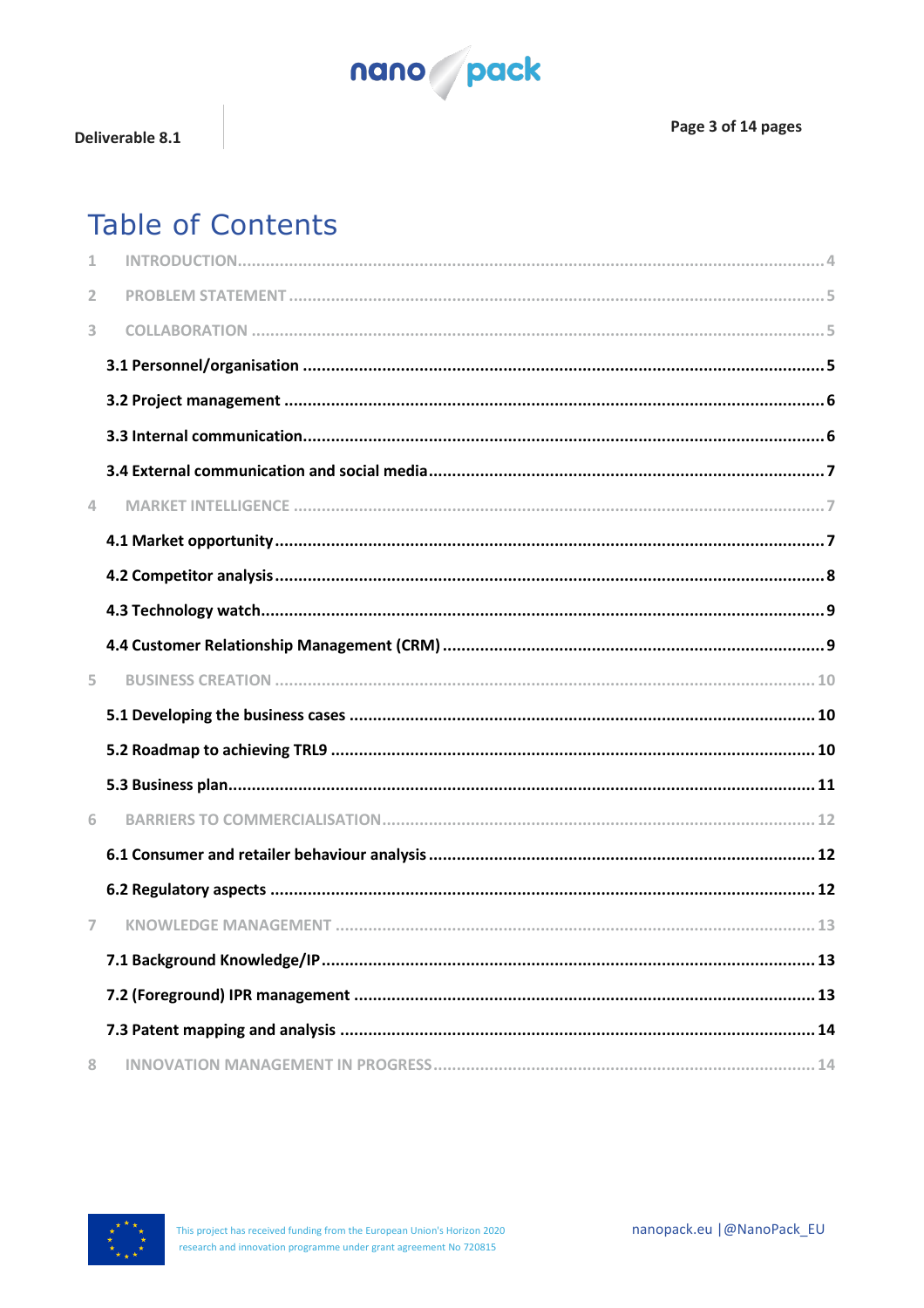# Table of Contents

1 INTRODUCTION ... 4

2 PROBLEM STATEMENT ... 5

3 COLLABORATION ... 5

3.1 Personnel/organisation ... 5

3.2 Project management ... 6

3.3 Internal communication ... 6

3.4 External communication and social media ... 7

4 MARKET INTELLIGENCE ... 7

4.1 Market opportunity ... 7

4.2 Competitor analysis ... 8

4.3 Technology watch ... 9

4.4 Customer Relationship Management (CRM) ... 9

5 BUSINESS CREATION ... 10

5.1 Developing the business cases ... 10

5.2 Roadmap to achieving TRL9 ... 10

5.3 Business plan ... 11

6 BARRIERS TO COMMERCIALISATION ... 12

6.1 Consumer and retailer behaviour analysis ... 12

6.2 Regulatory aspects ... 12

7 KNOWLEDGE MANAGEMENT ... 13

7.1 Background Knowledge/IP ... 13

7.2 (Foreground) IPR management ... 13

7.3 Patent mapping and analysis ... 14

8 INNOVATION MANAGEMENT IN PROGRESS ... 14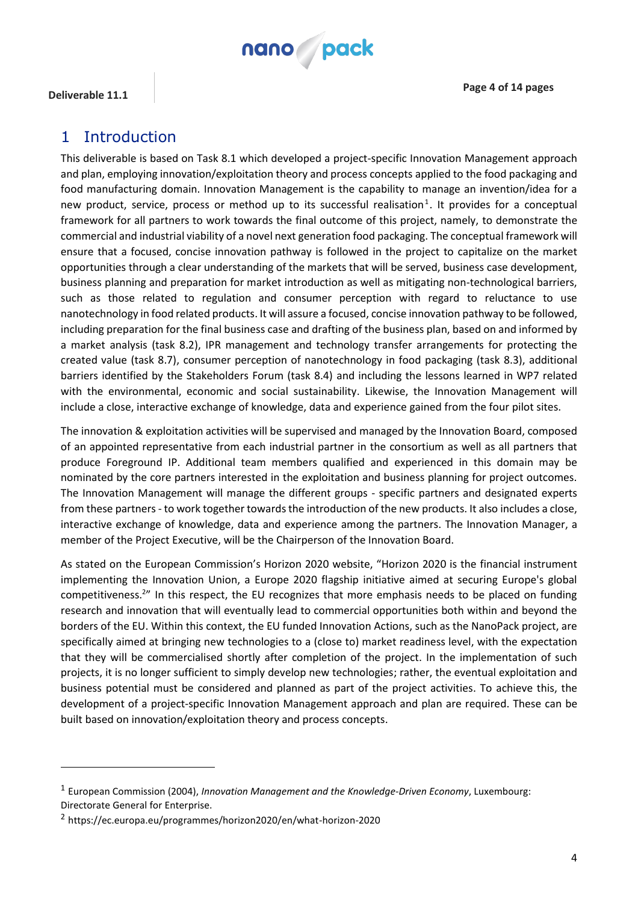# 1 Introduction

This deliverable is based on Task 8.1 which developed a project-specific Innovation Management approach and plan, employing innovation/exploitation theory and process concepts applied to the food packaging and food manufacturing domain. Innovation Management is the capability to manage an invention/idea for a new product, service, process or method up to its successful realisation[1]. It provides for a conceptual framework for all partners to work towards the final outcome of this project, namely, to demonstrate the commercial and industrial viability of a novel next generation food packaging. The conceptual framework will ensure that a focused, concise innovation pathway is followed in the project to capitalize on the market opportunities through a clear understanding of the markets that will be served, business case development, business planning and preparation for market introduction as well as mitigating non-technological barriers, such as those related to regulation and consumer perception with regard to reluctance to use nanotechnology in food related products. It will assure a focused, concise innovation pathway to be followed, including preparation for the final business case and drafting of the business plan, based on and informed by a market analysis (task 8.2), IPR management and technology transfer arrangements for protecting the created value (task 8.7), consumer perception of nanotechnology in food packaging (task 8.3), additional barriers identified by the Stakeholders Forum (task 8.4) and including the lessons learned in WP7 related with the environmental, economic and social sustainability. Likewise, the Innovation Management will include a close, interactive exchange of knowledge, data and experience gained from the four pilot sites.

The innovation & exploitation activities will be supervised and managed by the Innovation Board, composed of an appointed representative from each industrial partner in the consortium as well as all partners that produce Foreground IP. Additional team members qualified and experienced in this domain may be nominated by the core partners interested in the exploitation and business planning for project outcomes. The Innovation Management will manage the different groups - specific partners and designated experts from these partners - to work together towards the introduction of the new products. It also includes a close, interactive exchange of knowledge, data and experience among the partners. The Innovation Manager, a member of the Project Executive, will be the Chairperson of the Innovation Board.

As stated on the European Commission's Horizon 2020 website, "Horizon 2020 is the financial instrument implementing the Innovation Union, a Europe 2020 flagship initiative aimed at securing Europe's global competitiveness.[2]" In this respect, the EU recognizes that more emphasis needs to be placed on funding research and innovation that will eventually lead to commercial opportunities both within and beyond the borders of the EU. Within this context, the EU funded Innovation Actions, such as the NanoPack project, are specifically aimed at bringing new technologies to a (close to) market readiness level, with the expectation that they will be commercialised shortly after completion of the project. In the implementation of such projects, it is no longer sufficient to simply develop new technologies; rather, the eventual exploitation and business potential must be considered and planned as part of the project activities. To achieve this, the development of a project-specific Innovation Management approach and plan are required. These can be built based on innovation/exploitation theory and process concepts.

---

[1] European Commission (2004), *Innovation Management and the Knowledge-Driven Economy*, Luxembourg: Directorate General for Enterprise.

[2] https://ec.europa.eu/programmes/horizon2020/en/what-horizon-2020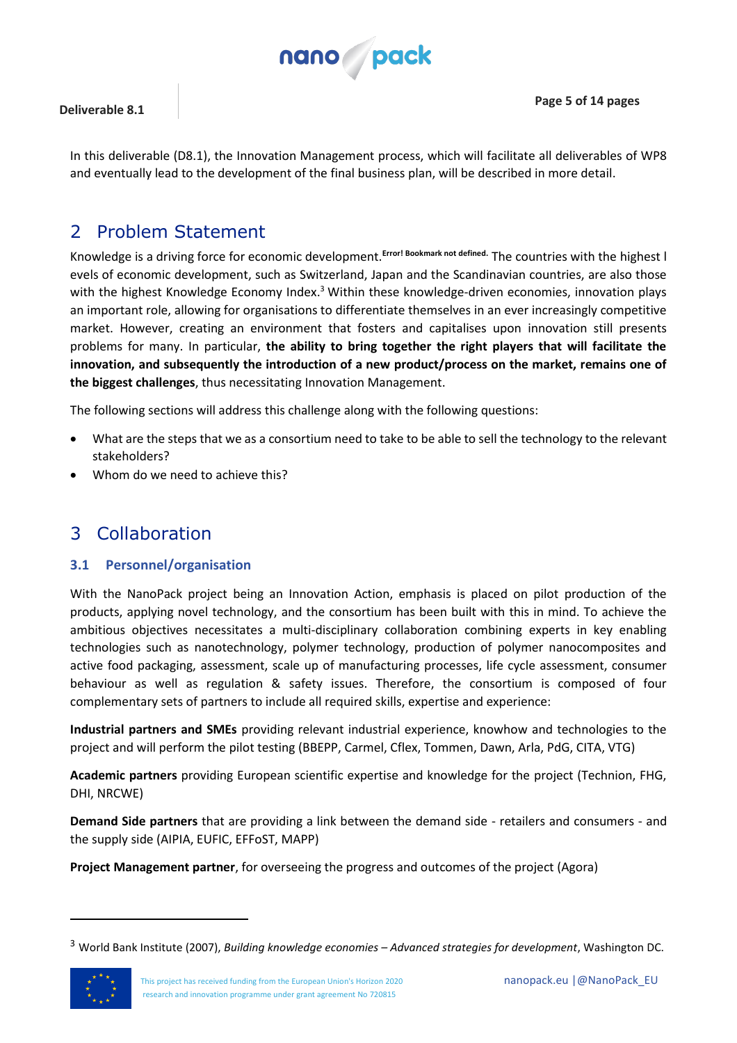In this deliverable (D8.1), the Innovation Management process, which will facilitate all deliverables of WP8 and eventually lead to the development of the final business plan, will be described in more detail.

# 2 Problem Statement

Knowledge is a driving force for economic development.Error! Bookmark not defined. The countries with the highest levels of economic development, such as Switzerland, Japan and the Scandinavian countries, are also those with the highest Knowledge Economy Index.[3] Within these knowledge-driven economies, innovation plays an important role, allowing for organisations to differentiate themselves in an ever increasingly competitive market. However, creating an environment that fosters and capitalises upon innovation still presents problems for many. In particular, **the ability to bring together the right players that will facilitate the innovation, and subsequently the introduction of a new product/process on the market, remains one of the biggest challenges**, thus necessitating Innovation Management.

The following sections will address this challenge along with the following questions:

- What are the steps that we as a consortium need to take to be able to sell the technology to the relevant stakeholders?
- Whom do we need to achieve this?

# 3 Collaboration

## 3.1 Personnel/organisation

With the NanoPack project being an Innovation Action, emphasis is placed on pilot production of the products, applying novel technology, and the consortium has been built with this in mind. To achieve the ambitious objectives necessitates a multi-disciplinary collaboration combining experts in key enabling technologies such as nanotechnology, polymer technology, production of polymer nanocomposites and active food packaging, assessment, scale up of manufacturing processes, life cycle assessment, consumer behaviour as well as regulation & safety issues. Therefore, the consortium is composed of four complementary sets of partners to include all required skills, expertise and experience:

**Industrial partners and SMEs** providing relevant industrial experience, knowhow and technologies to the project and will perform the pilot testing (BBEPP, Carmel, Cflex, Tommen, Dawn, Arla, PdG, CITA, VTG)

**Academic partners** providing European scientific expertise and knowledge for the project (Technion, FHG, DHI, NRCWE)

**Demand Side partners** that are providing a link between the demand side - retailers and consumers - and the supply side (AIPIA, EUFIC, EFFoST, MAPP)

**Project Management partner**, for overseeing the progress and outcomes of the project (Agora)

[3] World Bank Institute (2007), *Building knowledge economies – Advanced strategies for development*, Washington DC.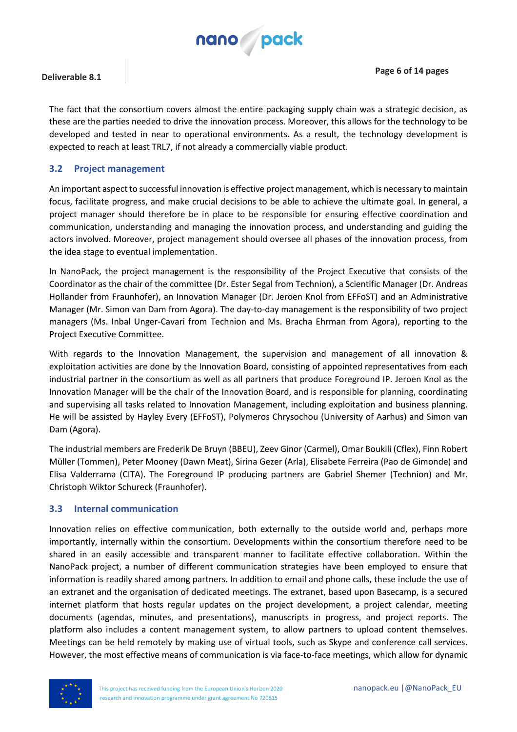The fact that the consortium covers almost the entire packaging supply chain was a strategic decision, as these are the parties needed to drive the innovation process. Moreover, this allows for the technology to be developed and tested in near to operational environments. As a result, the technology development is expected to reach at least TRL7, if not already a commercially viable product.

## 3.2 Project management

An important aspect to successful innovation is effective project management, which is necessary to maintain focus, facilitate progress, and make crucial decisions to be able to achieve the ultimate goal. In general, a project manager should therefore be in place to be responsible for ensuring effective coordination and communication, understanding and managing the innovation process, and understanding and guiding the actors involved. Moreover, project management should oversee all phases of the innovation process, from the idea stage to eventual implementation.

In NanoPack, the project management is the responsibility of the Project Executive that consists of the Coordinator as the chair of the committee (Dr. Ester Segal from Technion), a Scientific Manager (Dr. Andreas Hollander from Fraunhofer), an Innovation Manager (Dr. Jeroen Knol from EFFoST) and an Administrative Manager (Mr. Simon van Dam from Agora). The day-to-day management is the responsibility of two project managers (Ms. Inbal Unger-Cavari from Technion and Ms. Bracha Ehrman from Agora), reporting to the Project Executive Committee.

With regards to the Innovation Management, the supervision and management of all innovation & exploitation activities are done by the Innovation Board, consisting of appointed representatives from each industrial partner in the consortium as well as all partners that produce Foreground IP. Jeroen Knol as the Innovation Manager will be the chair of the Innovation Board, and is responsible for planning, coordinating and supervising all tasks related to Innovation Management, including exploitation and business planning. He will be assisted by Hayley Every (EFFoST), Polymeros Chrysochou (University of Aarhus) and Simon van Dam (Agora).

The industrial members are Frederik De Bruyn (BBEU), Zeev Ginor (Carmel), Omar Boukili (Cflex), Finn Robert Müller (Tommen), Peter Mooney (Dawn Meat), Sirina Gezer (Arla), Elisabete Ferreira (Pao de Gimonde) and Elisa Valderrama (CITA). The Foreground IP producing partners are Gabriel Shemer (Technion) and Mr. Christoph Wiktor Schureck (Fraunhofer).

## 3.3 Internal communication

Innovation relies on effective communication, both externally to the outside world and, perhaps more importantly, internally within the consortium. Developments within the consortium therefore need to be shared in an easily accessible and transparent manner to facilitate effective collaboration. Within the NanoPack project, a number of different communication strategies have been employed to ensure that information is readily shared among partners. In addition to email and phone calls, these include the use of an extranet and the organisation of dedicated meetings. The extranet, based upon Basecamp, is a secured internet platform that hosts regular updates on the project development, a project calendar, meeting documents (agendas, minutes, and presentations), manuscripts in progress, and project reports. The platform also includes a content management system, to allow partners to upload content themselves. Meetings can be held remotely by making use of virtual tools, such as Skype and conference call services. However, the most effective means of communication is via face-to-face meetings, which allow for dynamic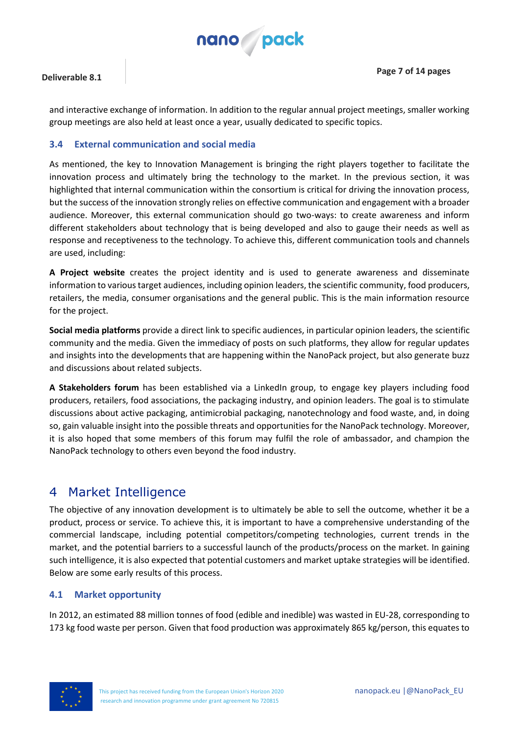and interactive exchange of information. In addition to the regular annual project meetings, smaller working group meetings are also held at least once a year, usually dedicated to specific topics.

### 3.4 External communication and social media

As mentioned, the key to Innovation Management is bringing the right players together to facilitate the innovation process and ultimately bring the technology to the market. In the previous section, it was highlighted that internal communication within the consortium is critical for driving the innovation process, but the success of the innovation strongly relies on effective communication and engagement with a broader audience. Moreover, this external communication should go two-ways: to create awareness and inform different stakeholders about technology that is being developed and also to gauge their needs as well as response and receptiveness to the technology. To achieve this, different communication tools and channels are used, including:

**A Project website** creates the project identity and is used to generate awareness and disseminate information to various target audiences, including opinion leaders, the scientific community, food producers, retailers, the media, consumer organisations and the general public. This is the main information resource for the project.

**Social media platforms** provide a direct link to specific audiences, in particular opinion leaders, the scientific community and the media. Given the immediacy of posts on such platforms, they allow for regular updates and insights into the developments that are happening within the NanoPack project, but also generate buzz and discussions about related subjects.

**A Stakeholders forum** has been established via a LinkedIn group, to engage key players including food producers, retailers, food associations, the packaging industry, and opinion leaders. The goal is to stimulate discussions about active packaging, antimicrobial packaging, nanotechnology and food waste, and, in doing so, gain valuable insight into the possible threats and opportunities for the NanoPack technology. Moreover, it is also hoped that some members of this forum may fulfil the role of ambassador, and champion the NanoPack technology to others even beyond the food industry.

## 4 Market Intelligence

The objective of any innovation development is to ultimately be able to sell the outcome, whether it be a product, process or service. To achieve this, it is important to have a comprehensive understanding of the commercial landscape, including potential competitors/competing technologies, current trends in the market, and the potential barriers to a successful launch of the products/process on the market. In gaining such intelligence, it is also expected that potential customers and market uptake strategies will be identified. Below are some early results of this process.

### 4.1 Market opportunity

In 2012, an estimated 88 million tonnes of food (edible and inedible) was wasted in EU-28, corresponding to 173 kg food waste per person. Given that food production was approximately 865 kg/person, this equates to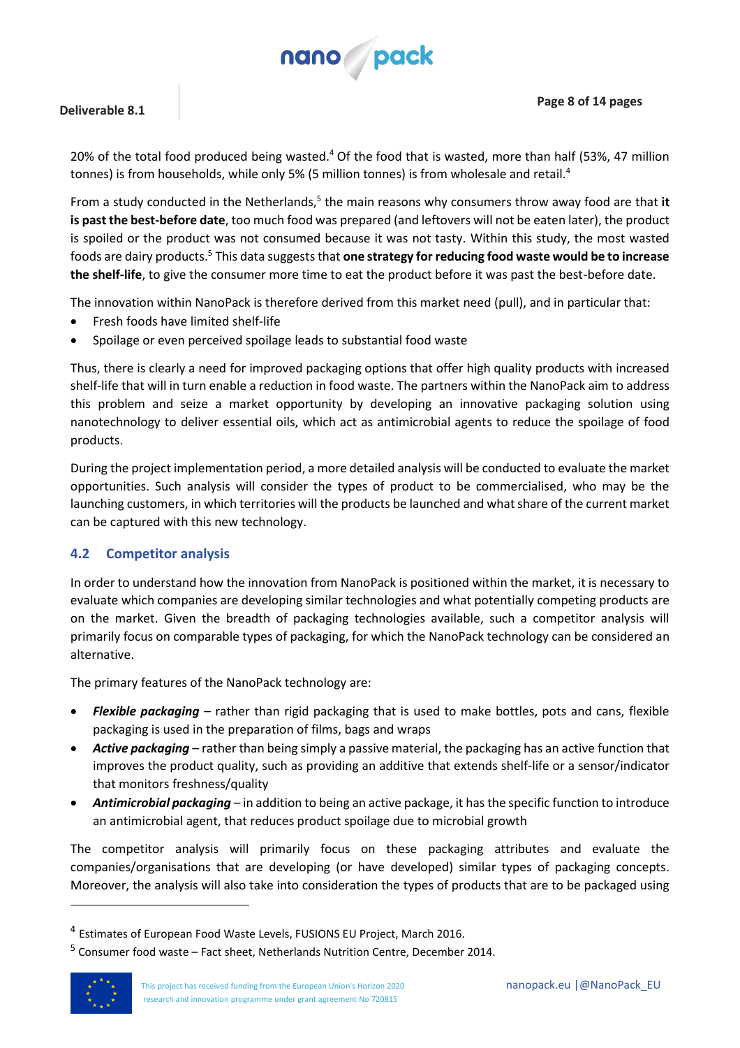20% of the total food produced being wasted.[4] Of the food that is wasted, more than half (53%, 47 million tonnes) is from households, while only 5% (5 million tonnes) is from wholesale and retail.[4]

From a study conducted in the Netherlands,[5] the main reasons why consumers throw away food are that **it is past the best-before date**, too much food was prepared (and leftovers will not be eaten later), the product is spoiled or the product was not consumed because it was not tasty. Within this study, the most wasted foods are dairy products.[5] This data suggests that **one strategy for reducing food waste would be to increase the shelf-life**, to give the consumer more time to eat the product before it was past the best-before date.

The innovation within NanoPack is therefore derived from this market need (pull), and in particular that:

- Fresh foods have limited shelf-life
- Spoilage or even perceived spoilage leads to substantial food waste

Thus, there is clearly a need for improved packaging options that offer high quality products with increased shelf-life that will in turn enable a reduction in food waste. The partners within the NanoPack aim to address this problem and seize a market opportunity by developing an innovative packaging solution using nanotechnology to deliver essential oils, which act as antimicrobial agents to reduce the spoilage of food products.

During the project implementation period, a more detailed analysis will be conducted to evaluate the market opportunities. Such analysis will consider the types of product to be commercialised, who may be the launching customers, in which territories will the products be launched and what share of the current market can be captured with this new technology.

## 4.2 Competitor analysis

In order to understand how the innovation from NanoPack is positioned within the market, it is necessary to evaluate which companies are developing similar technologies and what potentially competing products are on the market. Given the breadth of packaging technologies available, such a competitor analysis will primarily focus on comparable types of packaging, for which the NanoPack technology can be considered an alternative.

The primary features of the NanoPack technology are:

- ***Flexible packaging*** – rather than rigid packaging that is used to make bottles, pots and cans, flexible packaging is used in the preparation of films, bags and wraps
- ***Active packaging*** – rather than being simply a passive material, the packaging has an active function that improves the product quality, such as providing an additive that extends shelf-life or a sensor/indicator that monitors freshness/quality
- ***Antimicrobial packaging*** – in addition to being an active package, it has the specific function to introduce an antimicrobial agent, that reduces product spoilage due to microbial growth

The competitor analysis will primarily focus on these packaging attributes and evaluate the companies/organisations that are developing (or have developed) similar types of packaging concepts. Moreover, the analysis will also take into consideration the types of products that are to be packaged using

---

[4] Estimates of European Food Waste Levels, FUSIONS EU Project, March 2016.

[5] Consumer food waste – Fact sheet, Netherlands Nutrition Centre, December 2014.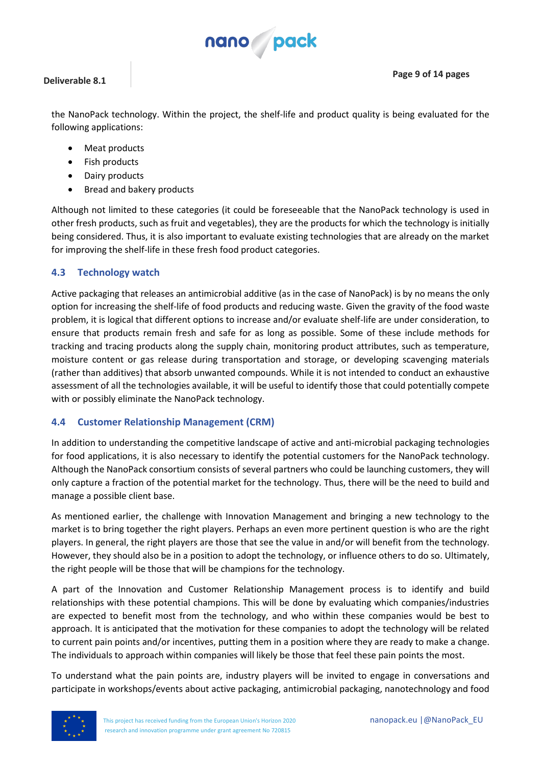the NanoPack technology. Within the project, the shelf-life and product quality is being evaluated for the following applications:

- Meat products
- Fish products
- Dairy products
- Bread and bakery products

Although not limited to these categories (it could be foreseeable that the NanoPack technology is used in other fresh products, such as fruit and vegetables), they are the products for which the technology is initially being considered. Thus, it is also important to evaluate existing technologies that are already on the market for improving the shelf-life in these fresh food product categories.

## 4.3 Technology watch

Active packaging that releases an antimicrobial additive (as in the case of NanoPack) is by no means the only option for increasing the shelf-life of food products and reducing waste. Given the gravity of the food waste problem, it is logical that different options to increase and/or evaluate shelf-life are under consideration, to ensure that products remain fresh and safe for as long as possible. Some of these include methods for tracking and tracing products along the supply chain, monitoring product attributes, such as temperature, moisture content or gas release during transportation and storage, or developing scavenging materials (rather than additives) that absorb unwanted compounds. While it is not intended to conduct an exhaustive assessment of all the technologies available, it will be useful to identify those that could potentially compete with or possibly eliminate the NanoPack technology.

## 4.4 Customer Relationship Management (CRM)

In addition to understanding the competitive landscape of active and anti-microbial packaging technologies for food applications, it is also necessary to identify the potential customers for the NanoPack technology. Although the NanoPack consortium consists of several partners who could be launching customers, they will only capture a fraction of the potential market for the technology. Thus, there will be the need to build and manage a possible client base.

As mentioned earlier, the challenge with Innovation Management and bringing a new technology to the market is to bring together the right players. Perhaps an even more pertinent question is who are the right players. In general, the right players are those that see the value in and/or will benefit from the technology. However, they should also be in a position to adopt the technology, or influence others to do so. Ultimately, the right people will be those that will be champions for the technology.

A part of the Innovation and Customer Relationship Management process is to identify and build relationships with these potential champions. This will be done by evaluating which companies/industries are expected to benefit most from the technology, and who within these companies would be best to approach. It is anticipated that the motivation for these companies to adopt the technology will be related to current pain points and/or incentives, putting them in a position where they are ready to make a change. The individuals to approach within companies will likely be those that feel these pain points the most.

To understand what the pain points are, industry players will be invited to engage in conversations and participate in workshops/events about active packaging, antimicrobial packaging, nanotechnology and food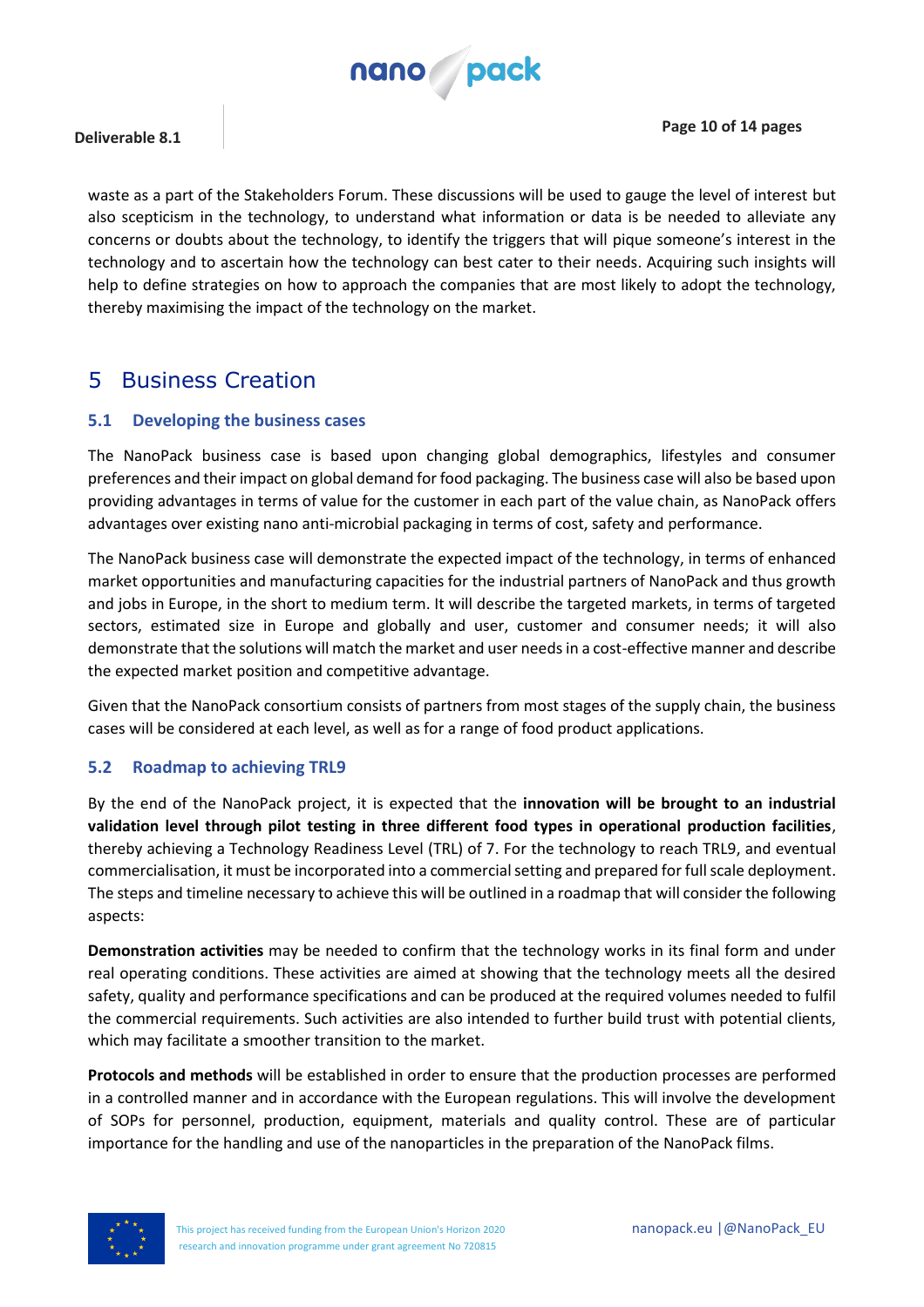waste as a part of the Stakeholders Forum. These discussions will be used to gauge the level of interest but also scepticism in the technology, to understand what information or data is be needed to alleviate any concerns or doubts about the technology, to identify the triggers that will pique someone's interest in the technology and to ascertain how the technology can best cater to their needs. Acquiring such insights will help to define strategies on how to approach the companies that are most likely to adopt the technology, thereby maximising the impact of the technology on the market.

# 5 Business Creation

## 5.1 Developing the business cases

The NanoPack business case is based upon changing global demographics, lifestyles and consumer preferences and their impact on global demand for food packaging. The business case will also be based upon providing advantages in terms of value for the customer in each part of the value chain, as NanoPack offers advantages over existing nano anti-microbial packaging in terms of cost, safety and performance.

The NanoPack business case will demonstrate the expected impact of the technology, in terms of enhanced market opportunities and manufacturing capacities for the industrial partners of NanoPack and thus growth and jobs in Europe, in the short to medium term. It will describe the targeted markets, in terms of targeted sectors, estimated size in Europe and globally and user, customer and consumer needs; it will also demonstrate that the solutions will match the market and user needs in a cost-effective manner and describe the expected market position and competitive advantage.

Given that the NanoPack consortium consists of partners from most stages of the supply chain, the business cases will be considered at each level, as well as for a range of food product applications.

## 5.2 Roadmap to achieving TRL9

By the end of the NanoPack project, it is expected that the **innovation will be brought to an industrial validation level through pilot testing in three different food types in operational production facilities**, thereby achieving a Technology Readiness Level (TRL) of 7. For the technology to reach TRL9, and eventual commercialisation, it must be incorporated into a commercial setting and prepared for full scale deployment. The steps and timeline necessary to achieve this will be outlined in a roadmap that will consider the following aspects:

**Demonstration activities** may be needed to confirm that the technology works in its final form and under real operating conditions. These activities are aimed at showing that the technology meets all the desired safety, quality and performance specifications and can be produced at the required volumes needed to fulfil the commercial requirements. Such activities are also intended to further build trust with potential clients, which may facilitate a smoother transition to the market.

**Protocols and methods** will be established in order to ensure that the production processes are performed in a controlled manner and in accordance with the European regulations. This will involve the development of SOPs for personnel, production, equipment, materials and quality control. These are of particular importance for the handling and use of the nanoparticles in the preparation of the NanoPack films.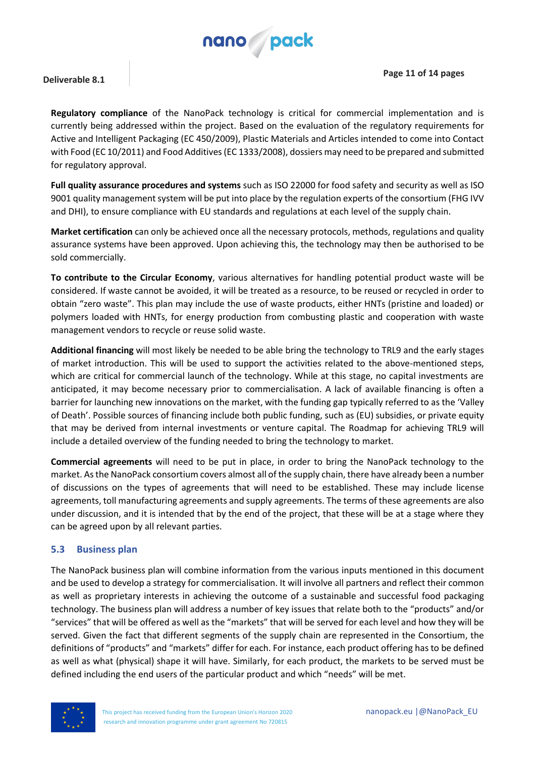**Regulatory compliance** of the NanoPack technology is critical for commercial implementation and is currently being addressed within the project. Based on the evaluation of the regulatory requirements for Active and Intelligent Packaging (EC 450/2009), Plastic Materials and Articles intended to come into Contact with Food (EC 10/2011) and Food Additives (EC 1333/2008), dossiers may need to be prepared and submitted for regulatory approval.

**Full quality assurance procedures and systems** such as ISO 22000 for food safety and security as well as ISO 9001 quality management system will be put into place by the regulation experts of the consortium (FHG IVV and DHI), to ensure compliance with EU standards and regulations at each level of the supply chain.

**Market certification** can only be achieved once all the necessary protocols, methods, regulations and quality assurance systems have been approved. Upon achieving this, the technology may then be authorised to be sold commercially.

**To contribute to the Circular Economy**, various alternatives for handling potential product waste will be considered. If waste cannot be avoided, it will be treated as a resource, to be reused or recycled in order to obtain "zero waste". This plan may include the use of waste products, either HNTs (pristine and loaded) or polymers loaded with HNTs, for energy production from combusting plastic and cooperation with waste management vendors to recycle or reuse solid waste.

**Additional financing** will most likely be needed to be able bring the technology to TRL9 and the early stages of market introduction. This will be used to support the activities related to the above-mentioned steps, which are critical for commercial launch of the technology. While at this stage, no capital investments are anticipated, it may become necessary prior to commercialisation. A lack of available financing is often a barrier for launching new innovations on the market, with the funding gap typically referred to as the 'Valley of Death'. Possible sources of financing include both public funding, such as (EU) subsidies, or private equity that may be derived from internal investments or venture capital. The Roadmap for achieving TRL9 will include a detailed overview of the funding needed to bring the technology to market.

**Commercial agreements** will need to be put in place, in order to bring the NanoPack technology to the market. As the NanoPack consortium covers almost all of the supply chain, there have already been a number of discussions on the types of agreements that will need to be established. These may include license agreements, toll manufacturing agreements and supply agreements. The terms of these agreements are also under discussion, and it is intended that by the end of the project, that these will be at a stage where they can be agreed upon by all relevant parties.

## 5.3 Business plan

The NanoPack business plan will combine information from the various inputs mentioned in this document and be used to develop a strategy for commercialisation. It will involve all partners and reflect their common as well as proprietary interests in achieving the outcome of a sustainable and successful food packaging technology. The business plan will address a number of key issues that relate both to the "products" and/or "services" that will be offered as well as the "markets" that will be served for each level and how they will be served. Given the fact that different segments of the supply chain are represented in the Consortium, the definitions of "products" and "markets" differ for each. For instance, each product offering has to be defined as well as what (physical) shape it will have. Similarly, for each product, the markets to be served must be defined including the end users of the particular product and which "needs" will be met.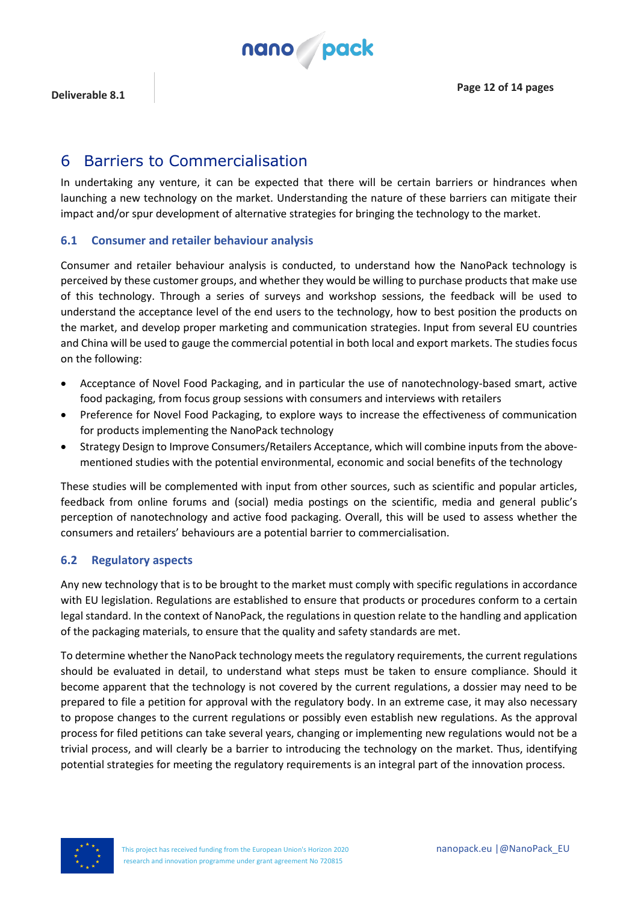# 6 Barriers to Commercialisation

In undertaking any venture, it can be expected that there will be certain barriers or hindrances when launching a new technology on the market. Understanding the nature of these barriers can mitigate their impact and/or spur development of alternative strategies for bringing the technology to the market.

## 6.1 Consumer and retailer behaviour analysis

Consumer and retailer behaviour analysis is conducted, to understand how the NanoPack technology is perceived by these customer groups, and whether they would be willing to purchase products that make use of this technology. Through a series of surveys and workshop sessions, the feedback will be used to understand the acceptance level of the end users to the technology, how to best position the products on the market, and develop proper marketing and communication strategies. Input from several EU countries and China will be used to gauge the commercial potential in both local and export markets. The studies focus on the following:

- Acceptance of Novel Food Packaging, and in particular the use of nanotechnology-based smart, active food packaging, from focus group sessions with consumers and interviews with retailers
- Preference for Novel Food Packaging, to explore ways to increase the effectiveness of communication for products implementing the NanoPack technology
- Strategy Design to Improve Consumers/Retailers Acceptance, which will combine inputs from the above-mentioned studies with the potential environmental, economic and social benefits of the technology

These studies will be complemented with input from other sources, such as scientific and popular articles, feedback from online forums and (social) media postings on the scientific, media and general public's perception of nanotechnology and active food packaging. Overall, this will be used to assess whether the consumers and retailers' behaviours are a potential barrier to commercialisation.

## 6.2 Regulatory aspects

Any new technology that is to be brought to the market must comply with specific regulations in accordance with EU legislation. Regulations are established to ensure that products or procedures conform to a certain legal standard. In the context of NanoPack, the regulations in question relate to the handling and application of the packaging materials, to ensure that the quality and safety standards are met.

To determine whether the NanoPack technology meets the regulatory requirements, the current regulations should be evaluated in detail, to understand what steps must be taken to ensure compliance. Should it become apparent that the technology is not covered by the current regulations, a dossier may need to be prepared to file a petition for approval with the regulatory body. In an extreme case, it may also necessary to propose changes to the current regulations or possibly even establish new regulations. As the approval process for filed petitions can take several years, changing or implementing new regulations would not be a trivial process, and will clearly be a barrier to introducing the technology on the market. Thus, identifying potential strategies for meeting the regulatory requirements is an integral part of the innovation process.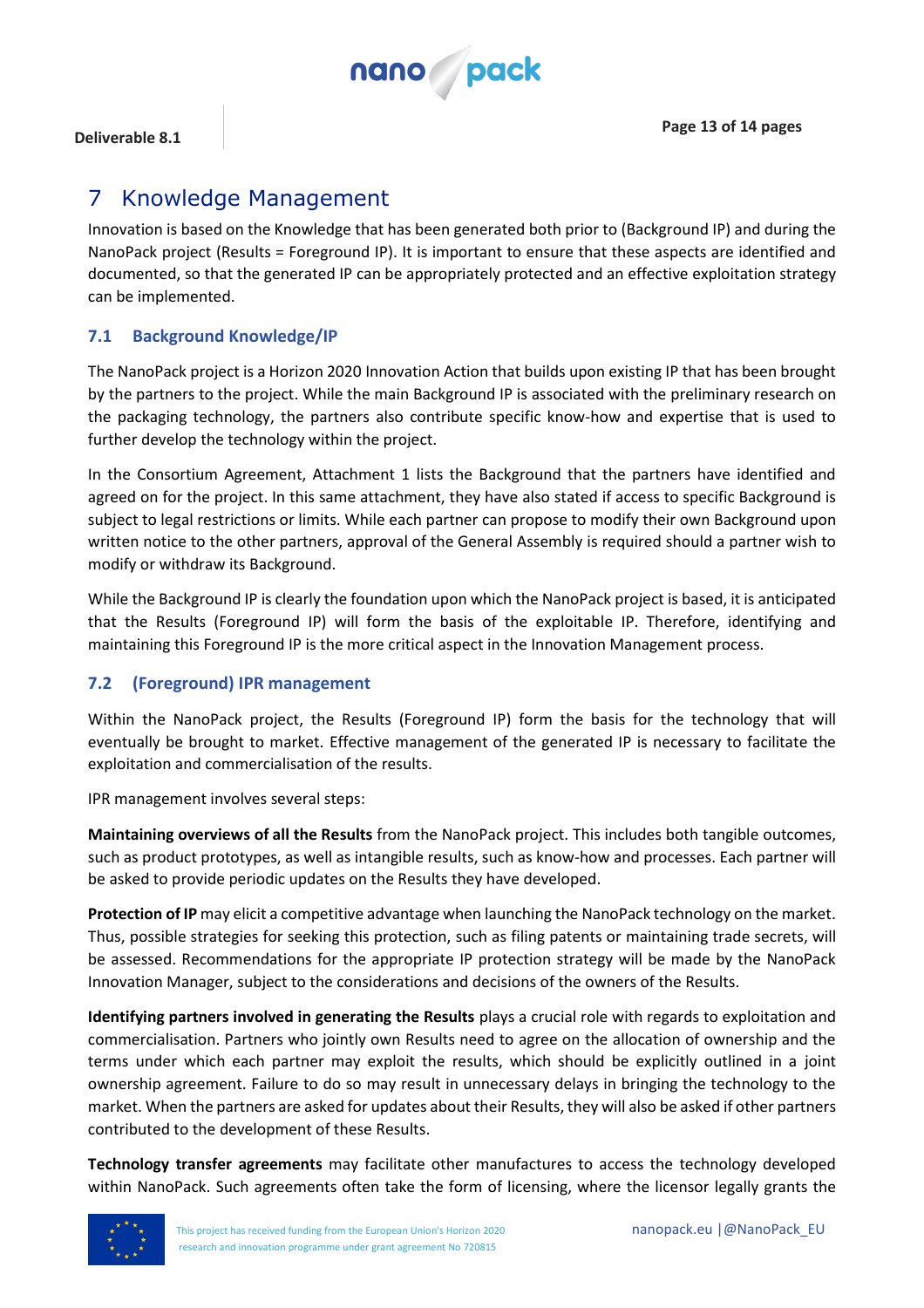# 7 Knowledge Management

Innovation is based on the Knowledge that has been generated both prior to (Background IP) and during the NanoPack project (Results = Foreground IP). It is important to ensure that these aspects are identified and documented, so that the generated IP can be appropriately protected and an effective exploitation strategy can be implemented.

## 7.1 Background Knowledge/IP

The NanoPack project is a Horizon 2020 Innovation Action that builds upon existing IP that has been brought by the partners to the project. While the main Background IP is associated with the preliminary research on the packaging technology, the partners also contribute specific know-how and expertise that is used to further develop the technology within the project.

In the Consortium Agreement, Attachment 1 lists the Background that the partners have identified and agreed on for the project. In this same attachment, they have also stated if access to specific Background is subject to legal restrictions or limits. While each partner can propose to modify their own Background upon written notice to the other partners, approval of the General Assembly is required should a partner wish to modify or withdraw its Background.

While the Background IP is clearly the foundation upon which the NanoPack project is based, it is anticipated that the Results (Foreground IP) will form the basis of the exploitable IP. Therefore, identifying and maintaining this Foreground IP is the more critical aspect in the Innovation Management process.

## 7.2 (Foreground) IPR management

Within the NanoPack project, the Results (Foreground IP) form the basis for the technology that will eventually be brought to market. Effective management of the generated IP is necessary to facilitate the exploitation and commercialisation of the results.

IPR management involves several steps:

**Maintaining overviews of all the Results** from the NanoPack project. This includes both tangible outcomes, such as product prototypes, as well as intangible results, such as know-how and processes. Each partner will be asked to provide periodic updates on the Results they have developed.

**Protection of IP** may elicit a competitive advantage when launching the NanoPack technology on the market. Thus, possible strategies for seeking this protection, such as filing patents or maintaining trade secrets, will be assessed. Recommendations for the appropriate IP protection strategy will be made by the NanoPack Innovation Manager, subject to the considerations and decisions of the owners of the Results.

**Identifying partners involved in generating the Results** plays a crucial role with regards to exploitation and commercialisation. Partners who jointly own Results need to agree on the allocation of ownership and the terms under which each partner may exploit the results, which should be explicitly outlined in a joint ownership agreement. Failure to do so may result in unnecessary delays in bringing the technology to the market. When the partners are asked for updates about their Results, they will also be asked if other partners contributed to the development of these Results.

**Technology transfer agreements** may facilitate other manufactures to access the technology developed within NanoPack. Such agreements often take the form of licensing, where the licensor legally grants the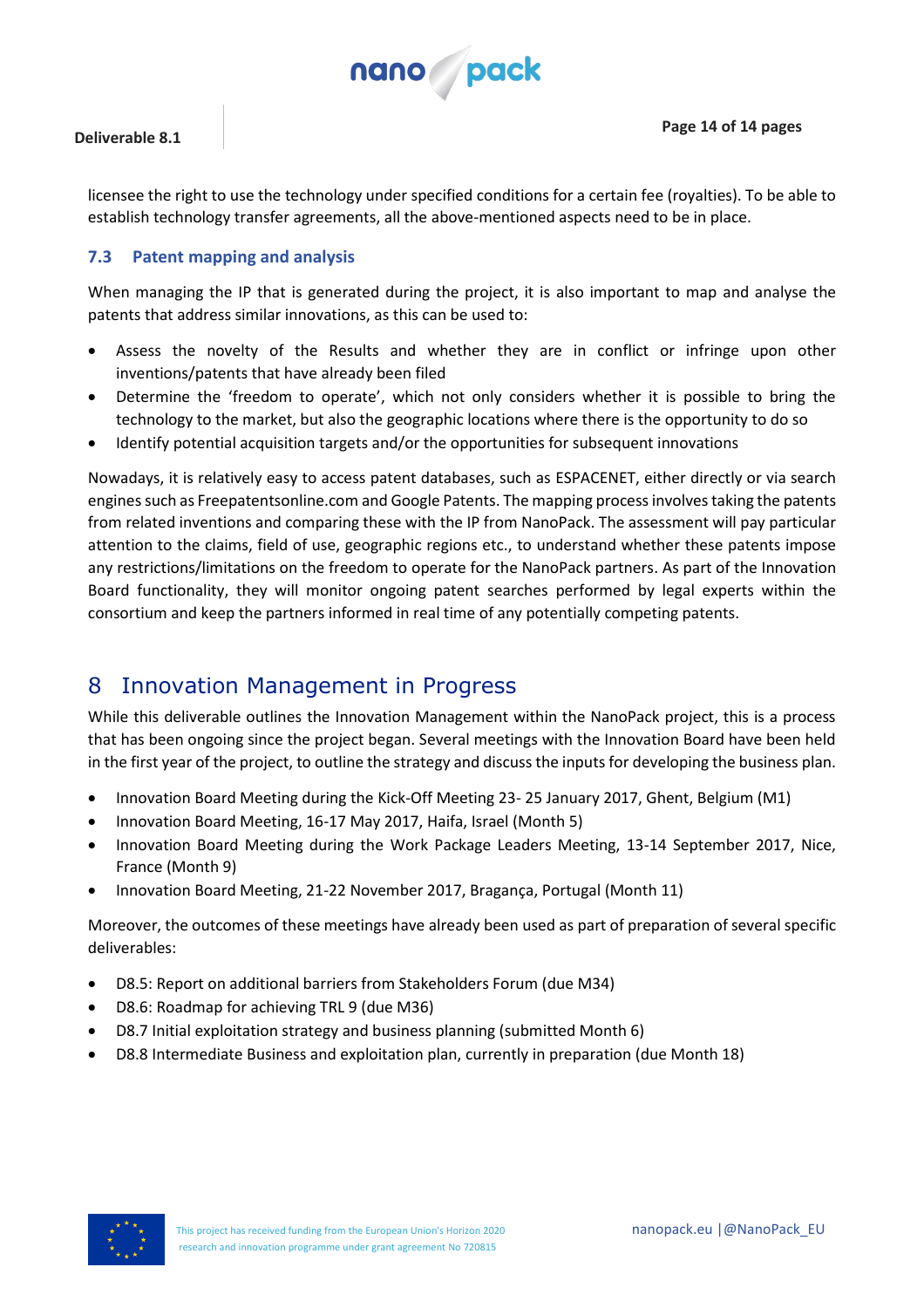licensee the right to use the technology under specified conditions for a certain fee (royalties). To be able to establish technology transfer agreements, all the above-mentioned aspects need to be in place.

### 7.3 Patent mapping and analysis

When managing the IP that is generated during the project, it is also important to map and analyse the patents that address similar innovations, as this can be used to:

- Assess the novelty of the Results and whether they are in conflict or infringe upon other inventions/patents that have already been filed
- Determine the 'freedom to operate', which not only considers whether it is possible to bring the technology to the market, but also the geographic locations where there is the opportunity to do so
- Identify potential acquisition targets and/or the opportunities for subsequent innovations

Nowadays, it is relatively easy to access patent databases, such as ESPACENET, either directly or via search engines such as Freepatentsonline.com and Google Patents. The mapping process involves taking the patents from related inventions and comparing these with the IP from NanoPack. The assessment will pay particular attention to the claims, field of use, geographic regions etc., to understand whether these patents impose any restrictions/limitations on the freedom to operate for the NanoPack partners. As part of the Innovation Board functionality, they will monitor ongoing patent searches performed by legal experts within the consortium and keep the partners informed in real time of any potentially competing patents.

## 8 Innovation Management in Progress

While this deliverable outlines the Innovation Management within the NanoPack project, this is a process that has been ongoing since the project began. Several meetings with the Innovation Board have been held in the first year of the project, to outline the strategy and discuss the inputs for developing the business plan.

- Innovation Board Meeting during the Kick-Off Meeting 23- 25 January 2017, Ghent, Belgium (M1)
- Innovation Board Meeting, 16-17 May 2017, Haifa, Israel (Month 5)
- Innovation Board Meeting during the Work Package Leaders Meeting, 13-14 September 2017, Nice, France (Month 9)
- Innovation Board Meeting, 21-22 November 2017, Bragança, Portugal (Month 11)

Moreover, the outcomes of these meetings have already been used as part of preparation of several specific deliverables:

- D8.5: Report on additional barriers from Stakeholders Forum (due M34)
- D8.6: Roadmap for achieving TRL 9 (due M36)
- D8.7 Initial exploitation strategy and business planning (submitted Month 6)
- D8.8 Intermediate Business and exploitation plan, currently in preparation (due Month 18)